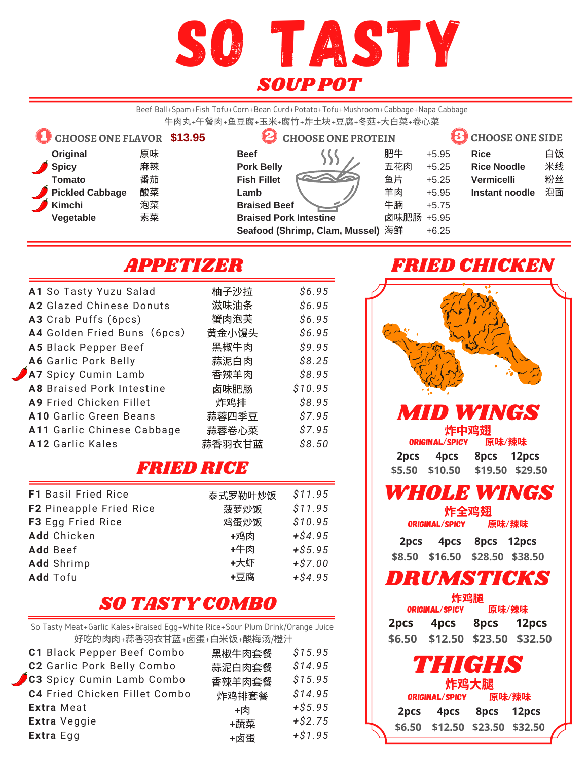# SO TASTY

## SOUP POT

Beef Ball+Spam+Fish Tofu+Corn+Bean Curd+Potato+Tofu+Mushroom+Cabbage+Napa Cabbage
牛肉丸+午餐肉+鱼豆腐+玉米+腐竹+炸土块+豆腐+冬菇+大白菜+卷心菜

### 1 CHOOSE ONE FLAVOR $13.95

| Flavor | |
|---|---|
| Original | 原味 |
| Spicy | 麻辣 |
| Tomato | 番茄 |
| Pickled Cabbage | 酸菜 |
| Kimchi | 泡菜 |
| Vegetable | 素菜 |

### 2 CHOOSE ONE PROTEIN

| Protein | | |
|---|---|---|
| Beef | 肥牛 | +5.95 |
| Pork Belly | 五花肉 | +5.25 |
| Fish Fillet | 鱼片 | +5.25 |
| Lamb | 羊肉 | +5.95 |
| Braised Beef | 牛腩 | +5.75 |
| Braised Pork Intestine | 卤味肥肠 | +5.95 |
| Seafood (Shrimp, Clam, Mussel) | 海鲜 | +6.25 |

### 3 CHOOSE ONE SIDE

| Side | |
|---|---|
| Rice | 白饭 |
| Rice Noodle | 米线 |
| Vermicelli | 粉丝 |
| Instant noodle | 泡面 |

## APPETIZER

| Item | | Price |
|---|---|---|
| A1 So Tasty Yuzu Salad | 柚子沙拉 | $6.95 |
| A2 Glazed Chinese Donuts | 滋味油条 | $6.95 |
| A3 Crab Puffs (6pcs) | 蟹肉泡芙 | $6.95 |
| A4 Golden Fried Buns（6pcs) | 黄金小馒头 | $6.95 |
| A5 Black Pepper Beef | 黑椒牛肉 | $9.95 |
| A6 Garlic Pork Belly | 蒜泥白肉 | $8.25 |
| A7 Spicy Cumin Lamb | 香辣羊肉 | $8.95 |
| A8 Braised Pork Intestine | 卤味肥肠 | $10.95 |
| A9 Fried Chicken Fillet | 炸鸡排 | $8.95 |
| A10 Garlic Green Beans | 蒜蓉四季豆 | $7.95 |
| A11 Garlic Chinese Cabbage | 蒜蓉卷心菜 | $7.95 |
| A12 Garlic Kales | 蒜香羽衣甘蓝 | $8.50 |

## FRIED RICE

| Item | | Price |
|---|---|---|
| F1 Basil Fried Rice | 泰式罗勒叶炒饭 | $11.95 |
| F2 Pineapple Fried Rice | 菠萝炒饭 | $11.95 |
| F3 Egg Fried Rice | 鸡蛋炒饭 | $10.95 |
| Add Chicken | +鸡肉 | +$4.95 |
| Add Beef | +牛肉 | +$5.95 |
| Add Shrimp | +大虾 | +$7.00 |
| Add Tofu | +豆腐 | +$4.95 |

## SO TASTY COMBO

So Tasty Meat+Garlic Kales+Braised Egg+White Rice+Sour Plum Drink/Orange Juice
好吃的肉肉+蒜香羽衣甘蓝+卤蛋+白米饭+酸梅汤/橙汁

| Item | | Price |
|---|---|---|
| C1 Black Pepper Beef Combo | 黑椒牛肉套餐 | $15.95 |
| C2 Garlic Pork Belly Combo | 蒜泥白肉套餐 | $14.95 |
| C3 Spicy Cumin Lamb Combo | 香辣羊肉套餐 | $15.95 |
| C4 Fried Chicken Fillet Combo | 炸鸡排套餐 | $14.95 |
| Extra Meat | +肉 | +$5.95 |
| Extra Veggie | +蔬菜 | +$2.75 |
| Extra Egg | +卤蛋 | +$1.95 |

## FRIED CHICKEN

### MID WINGS

炸中鸡翅
ORIGINAL/SPICY 原味/辣味

| 2pcs | 4pcs | 8pcs | 12pcs |
|---|---|---|---|
| $5.50 | $10.50 | $19.50 | $29.50 |

### WHOLE WINGS

炸全鸡翅
ORIGINAL/SPICY 原味/辣味

| 2pcs | 4pcs | 8pcs | 12pcs |
|---|---|---|---|
| $8.50 | $16.50 | $28.50 | $38.50 |

### DRUMSTICKS

炸鸡腿
ORIGINAL/SPICY 原味/辣味

| 2pcs | 4pcs | 8pcs | 12pcs |
|---|---|---|---|
| $6.50 | $12.50 | $23.50 | $32.50 |

### THIGHS

炸鸡大腿
ORIGINAL/SPICY 原味/辣味

| 2pcs | 4pcs | 8pcs | 12pcs |
|---|---|---|---|
| $6.50 | $12.50 | $23.50 | $32.50 |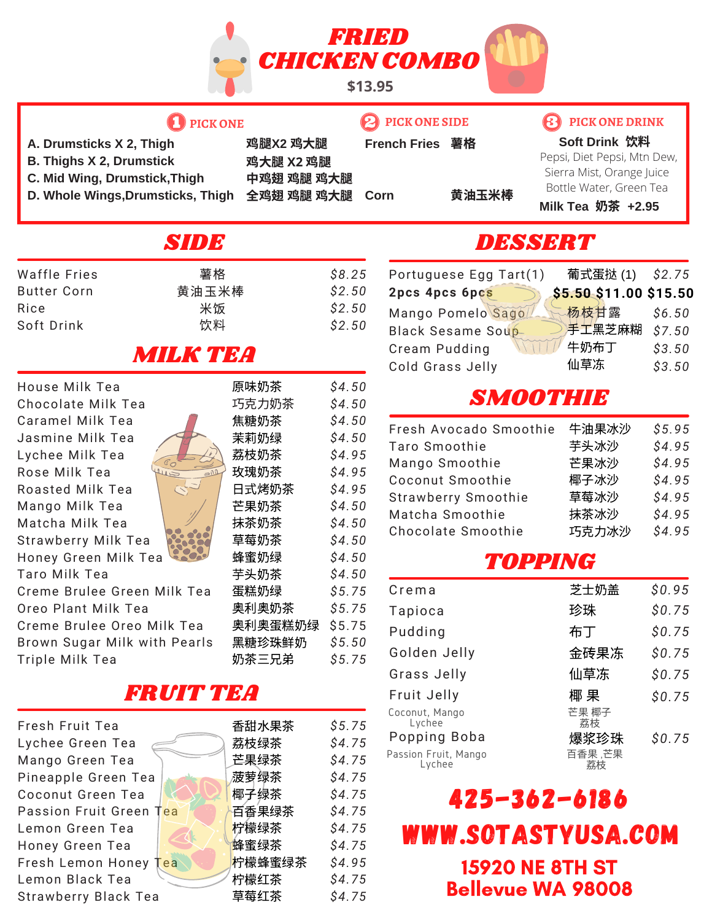# FRIED CHICKEN COMBO

**$13.95**

### 1 PICK ONE

- A. Drumsticks X 2, Thigh 鸡腿X2 鸡大腿
- B. Thighs X 2, Drumstick 鸡大腿 X2 鸡腿
- C. Mid Wing, Drumstick,Thigh 中鸡翅 鸡腿 鸡大腿
- D. Whole Wings,Drumsticks, Thigh 全鸡翅 鸡腿 鸡大腿

### 2 PICK ONE SIDE

- French Fries 薯格
- Corn 黄油玉米棒

### 3 PICK ONE DRINK

**Soft Drink 饮料**

Pepsi, Diet Pepsi, Mtn Dew, Sierra Mist, Orange Juice Bottle Water, Green Tea

**Milk Tea 奶茶 +2.95**

## SIDE

| | | |
|---|---|---|
| Waffle Fries | 薯格 | $8.25 |
| Butter Corn | 黄油玉米棒 | $2.50 |
| Rice | 米饭 | $2.50 |
| Soft Drink | 饮料 | $2.50 |

## MILK TEA

| | | |
|---|---|---|
| House Milk Tea | 原味奶茶 | $4.50 |
| Chocolate Milk Tea | 巧克力奶茶 | $4.50 |
| Caramel Milk Tea | 焦糖奶茶 | $4.50 |
| Jasmine Milk Tea | 茉莉奶绿 | $4.50 |
| Lychee Milk Tea | 荔枝奶茶 | $4.95 |
| Rose Milk Tea | 玫瑰奶茶 | $4.95 |
| Roasted Milk Tea | 日式烤奶茶 | $4.95 |
| Mango Milk Tea | 芒果奶茶 | $4.50 |
| Matcha Milk Tea | 抹茶奶茶 | $4.50 |
| Strawberry Milk Tea | 草莓奶茶 | $4.50 |
| Honey Green Milk Tea | 蜂蜜奶绿 | $4.50 |
| Taro Milk Tea | 芋头奶茶 | $4.50 |
| Creme Brulee Green Milk Tea | 蛋糕奶绿 | $5.75 |
| Oreo Plant Milk Tea | 奥利奥奶茶 | $5.75 |
| Creme Brulee Oreo Milk Tea | 奥利奥蛋糕奶绿 | $5.75 |
| Brown Sugar Milk with Pearls | 黑糖珍珠鲜奶 | $5.50 |
| Triple Milk Tea | 奶茶三兄弟 | $5.75 |

## FRUIT TEA

| | | |
|---|---|---|
| Fresh Fruit Tea | 香甜水果茶 | $5.75 |
| Lychee Green Tea | 荔枝绿茶 | $4.75 |
| Mango Green Tea | 芒果绿茶 | $4.75 |
| Pineapple Green Tea | 菠萝绿茶 | $4.75 |
| Coconut Green Tea | 椰子绿茶 | $4.75 |
| Passion Fruit Green Tea | 百香果绿茶 | $4.75 |
| Lemon Green Tea | 柠檬绿茶 | $4.75 |
| Honey Green Tea | 蜂蜜绿茶 | $4.75 |
| Fresh Lemon Honey Tea | 柠檬蜂蜜绿茶 | $4.95 |
| Lemon Black Tea | 柠檬红茶 | $4.75 |
| Strawberry Black Tea | 草莓红茶 | $4.75 |

## DESSERT

| | | |
|---|---|---|
| Portuguese Egg Tart(1) | 葡式蛋挞 (1) | $2.75 |
| **2pcs 4pcs 6pcs** | | **$5.50 $11.00 $15.50** |
| Mango Pomelo Sago | 杨枝甘露 | $6.50 |
| Black Sesame Soup | 手工黑芝麻糊 | $7.50 |
| Cream Pudding | 牛奶布丁 | $3.50 |
| Cold Grass Jelly | 仙草冻 | $3.50 |

## SMOOTHIE

| | | |
|---|---|---|
| Fresh Avocado Smoothie | 牛油果冰沙 | $5.95 |
| Taro Smoothie | 芋头冰沙 | $4.95 |
| Mango Smoothie | 芒果冰沙 | $4.95 |
| Coconut Smoothie | 椰子冰沙 | $4.95 |
| Strawberry Smoothie | 草莓冰沙 | $4.95 |
| Matcha Smoothie | 抹茶冰沙 | $4.95 |
| Chocolate Smoothie | 巧克力冰沙 | $4.95 |

## TOPPING

| | | |
|---|---|---|
| Crema | 芝士奶盖 | $0.95 |
| Tapioca | 珍珠 | $0.75 |
| Pudding | 布丁 | $0.75 |
| Golden Jelly | 金砖果冻 | $0.75 |
| Grass Jelly | 仙草冻 | $0.75 |
| Fruit Jelly (Coconut, Mango Lychee) | 椰 果 (芒果 椰子 荔枝) | $0.75 |
| Popping Boba (Passion Fruit, Mango Lychee) | 爆浆珍珠 (百香果 芒果 荔枝) | $0.75 |

**425-362-6186**

**WWW.SOTASTYUSA.COM**

**15920 NE 8TH ST**
**Bellevue WA 98008**